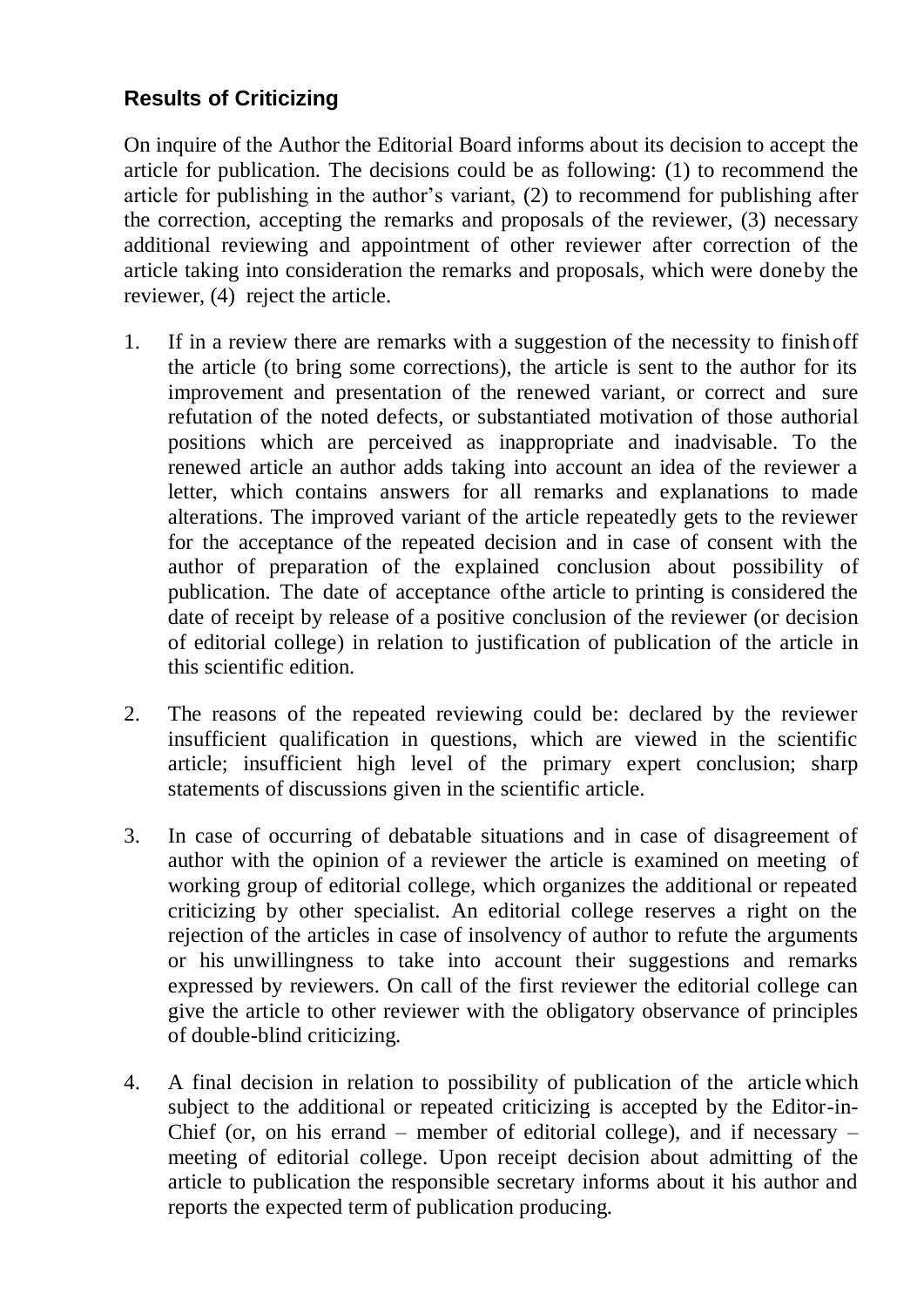## Results of Criticizing

On inquire of the Author the Editorial Board informs about its decision to accept the article for publication. The decisions could be as following: (1) to recommend the article for publishing in the author's variant, (2) to recommend for publishing after the correction, accepting the remarks and proposals of the reviewer, (3) necessary additional reviewing and appointment of other reviewer after correction of the article taking into consideration the remarks and proposals, which were doneby the reviewer, (4) reject the article.

1. If in a review there are remarks with a suggestion of the necessity to finish off the article (to bring some corrections), the article is sent to the author for its improvement and presentation of the renewed variant, or correct and sure refutation of the noted defects, or substantiated motivation of those authorial positions which are perceived as inappropriate and inadvisable. To the renewed article an author adds taking into account an idea of the reviewer a letter, which contains answers for all remarks and explanations to made alterations. The improved variant of the article repeatedly gets to the reviewer for the acceptance of the repeated decision and in case of consent with the author of preparation of the explained conclusion about possibility of publication. The date of acceptance ofthe article to printing is considered the date of receipt by release of a positive conclusion of the reviewer (or decision of editorial college) in relation to justification of publication of the article in this scientific edition.

2. The reasons of the repeated reviewing could be: declared by the reviewer insufficient qualification in questions, which are viewed in the scientific article; insufficient high level of the primary expert conclusion; sharp statements of discussions given in the scientific article.

3. In case of occurring of debatable situations and in case of disagreement of author with the opinion of a reviewer the article is examined on meeting of working group of editorial college, which organizes the additional or repeated criticizing by other specialist. An editorial college reserves a right on the rejection of the articles in case of insolvency of author to refute the arguments or his unwillingness to take into account their suggestions and remarks expressed by reviewers. On call of the first reviewer the editorial college can give the article to other reviewer with the obligatory observance of principles of double-blind criticizing.

4. A final decision in relation to possibility of publication of the article which subject to the additional or repeated criticizing is accepted by the Editor-in-Chief (or, on his errand – member of editorial college), and if necessary – meeting of editorial college. Upon receipt decision about admitting of the article to publication the responsible secretary informs about it his author and reports the expected term of publication producing.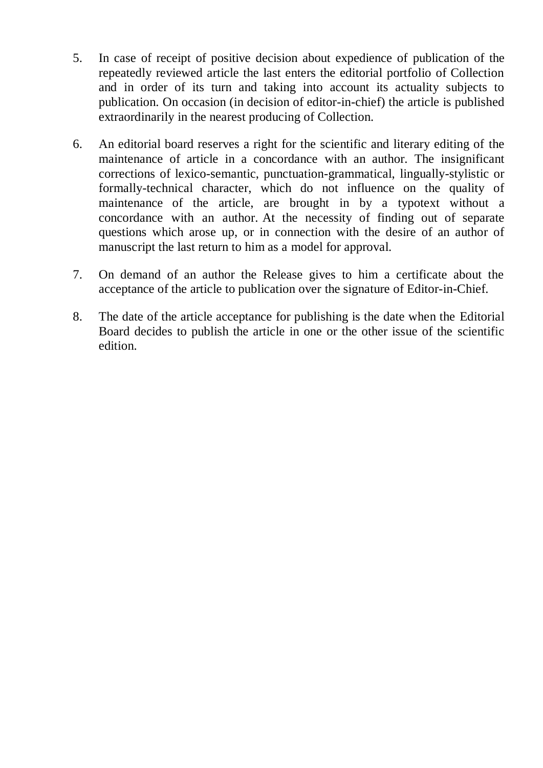5. In case of receipt of positive decision about expedience of publication of the repeatedly reviewed article the last enters the editorial portfolio of Collection and in order of its turn and taking into account its actuality subjects to publication. On occasion (in decision of editor-in-chief) the article is published extraordinarily in the nearest producing of Collection.

6. An editorial board reserves a right for the scientific and literary editing of the maintenance of article in a concordance with an author. The insignificant corrections of lexico-semantic, punctuation-grammatical, lingually-stylistic or formally-technical character, which do not influence on the quality of maintenance of the article, are brought in by a typotext without a concordance with an author. At the necessity of finding out of separate questions which arose up, or in connection with the desire of an author of manuscript the last return to him as a model for approval.

7. On demand of an author the Release gives to him a certificate about the acceptance of the article to publication over the signature of Editor-in-Chief.

8. The date of the article acceptance for publishing is the date when the Editorial Board decides to publish the article in one or the other issue of the scientific edition.